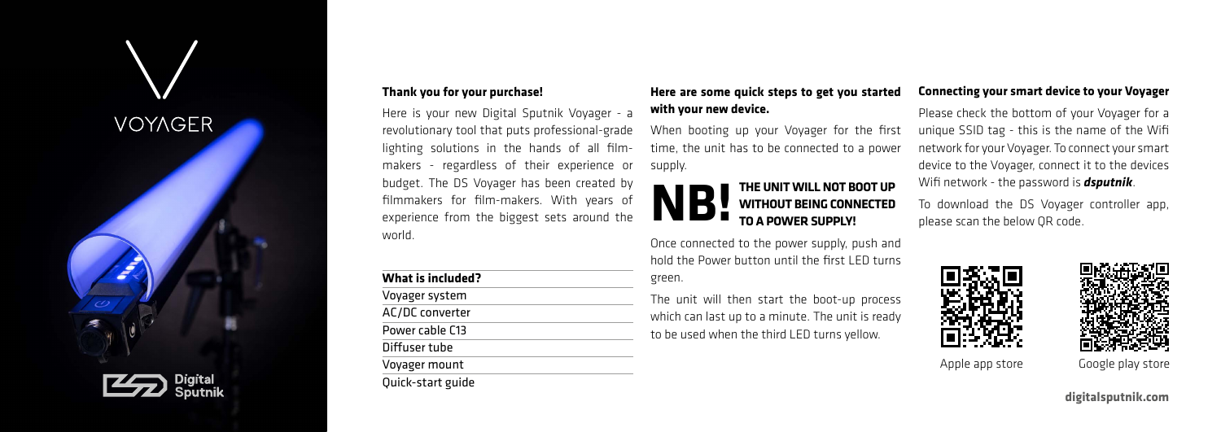VOYAGER

Digital Sputnik

### Thank you for your purchase!

Here is your new Digital Sputnik Voyager - a revolutionary tool that puts professional-grade lighting solutions in the hands of all film-makers - regardless of their experience or budget. The DS Voyager has been created by filmmakers for film-makers. With years of experience from the biggest sets around the world.

| What is included? |
| --- |
| Voyager system |
| AC/DC converter |
| Power cable C13 |
| Diffuser tube |
| Voyager mount |
| Quick-start guide |

### Here are some quick steps to get you started with your new device.

When booting up your Voyager for the first time, the unit has to be connected to a power supply.

**NB! THE UNIT WILL NOT BOOT UP WITHOUT BEING CONNECTED TO A POWER SUPPLY!**

Once connected to the power supply, push and hold the Power button until the first LED turns green.

The unit will then start the boot-up process which can last up to a minute. The unit is ready to be used when the third LED turns yellow.

### Connecting your smart device to your Voyager

Please check the bottom of your Voyager for a unique SSID tag - this is the name of the Wifi network for your Voyager. To connect your smart device to the Voyager, connect it to the devices Wifi network - the password is ***dsputnik***.

To download the DS Voyager controller app, please scan the below QR code.

Apple app store

Google play store

**digitalsputnik.com**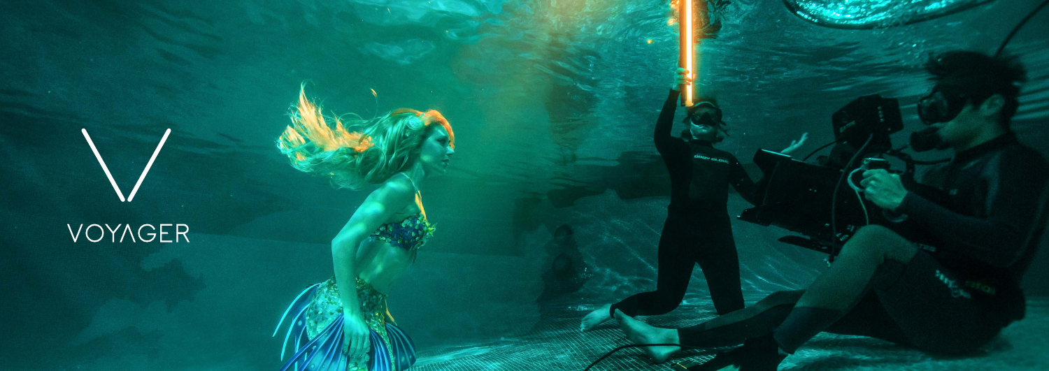VOYAGER